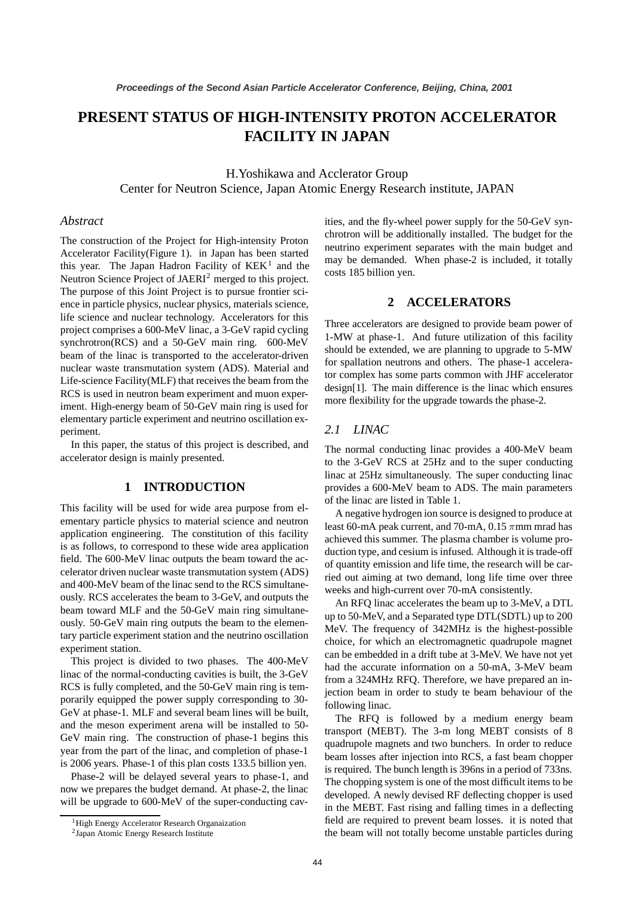# PRESENT STATUS OF HIGH-INTENSITY PROTON ACCELERATOR FACILITY IN JAPAN

H.Yoshikawa and Acclerator Group
Center for Neutron Science, Japan Atomic Energy Research institute, JAPAN

## *Abstract*

The construction of the Project for High-intensity Proton Accelerator Facility(Figure 1). in Japan has been started this year. The Japan Hadron Facility of KEK[1] and the Neutron Science Project of JAERI[2] merged to this project. The purpose of this Joint Project is to pursue frontier science in particle physics, nuclear physics, materials science, life science and nuclear technology. Accelerators for this project comprises a 600-MeV linac, a 3-GeV rapid cycling synchrotron(RCS) and a 50-GeV main ring. 600-MeV beam of the linac is transported to the accelerator-driven nuclear waste transmutation system (ADS). Material and Life-science Facility(MLF) that receives the beam from the RCS is used in neutron beam experiment and muon experiment. High-energy beam of 50-GeV main ring is used for elementary particle experiment and neutrino oscillation experiment.

In this paper, the status of this project is described, and accelerator design is mainly presented.

## 1 INTRODUCTION

This facility will be used for wide area purpose from elementary particle physics to material science and neutron application engineering. The constitution of this facility is as follows, to correspond to these wide area application field. The 600-MeV linac outputs the beam toward the accelerator driven nuclear waste transmutation system (ADS) and 400-MeV beam of the linac send to the RCS simultaneously. RCS accelerates the beam to 3-GeV, and outputs the beam toward MLF and the 50-GeV main ring simultaneously. 50-GeV main ring outputs the beam to the elementary particle experiment station and the neutrino oscillation experiment station.

This project is divided to two phases. The 400-MeV linac of the normal-conducting cavities is built, the 3-GeV RCS is fully completed, and the 50-GeV main ring is temporarily equipped the power supply corresponding to 30-GeV at phase-1. MLF and several beam lines will be built, and the meson experiment arena will be installed to 50-GeV main ring. The construction of phase-1 begins this year from the part of the linac, and completion of phase-1 is 2006 years. Phase-1 of this plan costs 133.5 billion yen.

Phase-2 will be delayed several years to phase-1, and now we prepares the budget demand. At phase-2, the linac will be upgrade to 600-MeV of the super-conducting cavities, and the fly-wheel power supply for the 50-GeV synchrotron will be additionally installed. The budget for the neutrino experiment separates with the main budget and may be demanded. When phase-2 is included, it totally costs 185 billion yen.

## 2 ACCELERATORS

Three accelerators are designed to provide beam power of 1-MW at phase-1. And future utilization of this facility should be extended, we are planning to upgrade to 5-MW for spallation neutrons and others. The phase-1 accelerator complex has some parts common with JHF accelerator design[1]. The main difference is the linac which ensures more flexibility for the upgrade towards the phase-2.

### *2.1 LINAC*

The normal conducting linac provides a 400-MeV beam to the 3-GeV RCS at 25Hz and to the super conducting linac at 25Hz simultaneously. The super conducting linac provides a 600-MeV beam to ADS. The main parameters of the linac are listed in Table 1.

A negative hydrogen ion source is designed to produce at least 60-mA peak current, and 70-mA, 0.15 $\pi$mm mrad has achieved this summer. The plasma chamber is volume production type, and cesium is infused. Although it is trade-off of quantity emission and life time, the research will be carried out aiming at two demand, long life time over three weeks and high-current over 70-mA consistently.

An RFQ linac accelerates the beam up to 3-MeV, a DTL up to 50-MeV, and a Separated type DTL(SDTL) up to 200 MeV. The frequency of 342MHz is the highest-possible choice, for which an electromagnetic quadrupole magnet can be embedded in a drift tube at 3-MeV. We have not yet had the accurate information on a 50-mA, 3-MeV beam from a 324MHz RFQ. Therefore, we have prepared an injection beam in order to study te beam behaviour of the following linac.

The RFQ is followed by a medium energy beam transport (MEBT). The 3-m long MEBT consists of 8 quadrupole magnets and two bunchers. In order to reduce beam losses after injection into RCS, a fast beam chopper is required. The bunch length is 396ns in a period of 733ns. The chopping system is one of the most difficult items to be developed. A newly devised RF deflecting chopper is used in the MEBT. Fast rising and falling times in a deflecting field are required to prevent beam losses. it is noted that the beam will not totally become unstable particles during

[1] High Energy Accelerator Research Organaization

[2] Japan Atomic Energy Research Institute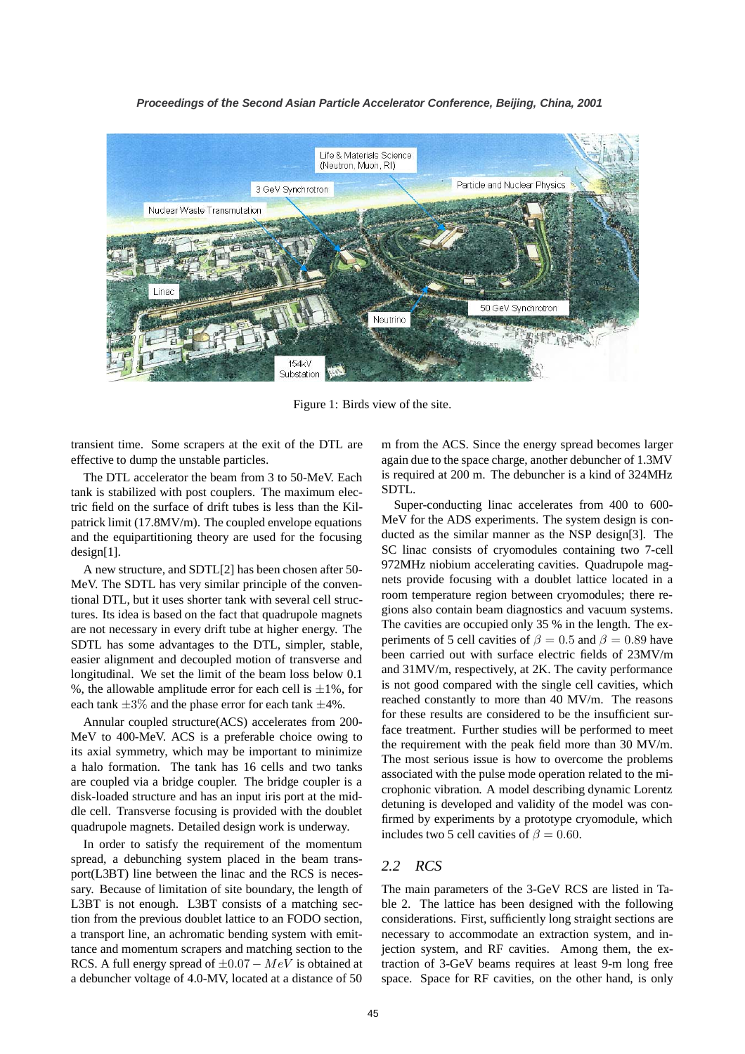Figure 1: Birds view of the site.

transient time. Some scrapers at the exit of the DTL are effective to dump the unstable particles.

The DTL accelerator the beam from 3 to 50-MeV. Each tank is stabilized with post couplers. The maximum electric field on the surface of drift tubes is less than the Kilpatrick limit (17.8MV/m). The coupled envelope equations and the equipartitioning theory are used for the focusing design[1].

A new structure, and SDTL[2] has been chosen after 50-MeV. The SDTL has very similar principle of the conventional DTL, but it uses shorter tank with several cell structures. Its idea is based on the fact that quadrupole magnets are not necessary in every drift tube at higher energy. The SDTL has some advantages to the DTL, simpler, stable, easier alignment and decoupled motion of transverse and longitudinal. We set the limit of the beam loss below 0.1 %, the allowable amplitude error for each cell is $\pm 1\%$, for each tank $\pm 3\%$ and the phase error for each tank $\pm 4\%$.

Annular coupled structure(ACS) accelerates from 200-MeV to 400-MeV. ACS is a preferable choice owing to its axial symmetry, which may be important to minimize a halo formation. The tank has 16 cells and two tanks are coupled via a bridge coupler. The bridge coupler is a disk-loaded structure and has an input iris port at the middle cell. Transverse focusing is provided with the doublet quadrupole magnets. Detailed design work is underway.

In order to satisfy the requirement of the momentum spread, a debunching system placed in the beam transport(L3BT) line between the linac and the RCS is necessary. Because of limitation of site boundary, the length of L3BT is not enough. L3BT consists of a matching section from the previous doublet lattice to an FODO section, a transport line, an achromatic bending system with emittance and momentum scrapers and matching section to the RCS. A full energy spread of $\pm 0.07 - MeV$ is obtained at a debuncher voltage of 4.0-MV, located at a distance of 50 m from the ACS. Since the energy spread becomes larger again due to the space charge, another debuncher of 1.3MV is required at 200 m. The debuncher is a kind of 324MHz SDTL.

Super-conducting linac accelerates from 400 to 600-MeV for the ADS experiments. The system design is conducted as the similar manner as the NSP design[3]. The SC linac consists of cryomodules containing two 7-cell 972MHz niobium accelerating cavities. Quadrupole magnets provide focusing with a doublet lattice located in a room temperature region between cryomodules; there regions also contain beam diagnostics and vacuum systems. The cavities are occupied only 35 % in the length. The experiments of 5 cell cavities of $\beta = 0.5$ and $\beta = 0.89$ have been carried out with surface electric fields of 23MV/m and 31MV/m, respectively, at 2K. The cavity performance is not good compared with the single cell cavities, which reached constantly to more than 40 MV/m. The reasons for these results are considered to be the insufficient surface treatment. Further studies will be performed to meet the requirement with the peak field more than 30 MV/m. The most serious issue is how to overcome the problems associated with the pulse mode operation related to the microphonic vibration. A model describing dynamic Lorentz detuning is developed and validity of the model was confirmed by experiments by a prototype cryomodule, which includes two 5 cell cavities of $\beta = 0.60$.

### 2.2 RCS

The main parameters of the 3-GeV RCS are listed in Table 2. The lattice has been designed with the following considerations. First, sufficiently long straight sections are necessary to accommodate an extraction system, and injection system, and RF cavities. Among them, the extraction of 3-GeV beams requires at least 9-m long free space. Space for RF cavities, on the other hand, is only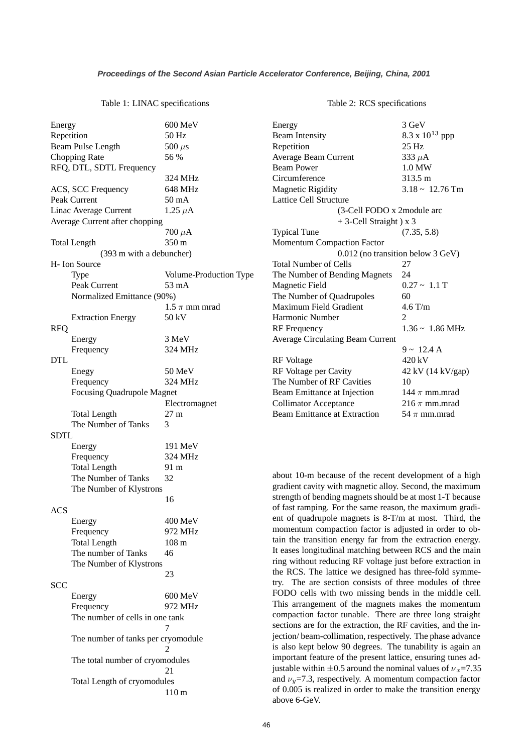Table 1: LINAC specifications

| | |
|---|---|
| Energy | 600 MeV |
| Repetition | 50 Hz |
| Beam Pulse Length | 500 $\mu$s |
| Chopping Rate | 56 % |
| RFQ, DTL, SDTL Frequency | 324 MHz |
| ACS, SCC Frequency | 648 MHz |
| Peak Current | 50 mA |
| Linac Average Current | 1.25 $\mu$A |
| Average Current after chopping | 700 $\mu$A |
| Total Length | 350 m |
| (393 m with a debuncher) | |
| H- Ion Source | |
| Type | Volume-Production Type |
| Peak Current | 53 mA |
| Normalized Emittance (90%) | 1.5 $\pi$ mm mrad |
| Extraction Energy | 50 kV |
| RFQ | |
| Energy | 3 MeV |
| Frequency | 324 MHz |
| DTL | |
| Enegy | 50 MeV |
| Frequency | 324 MHz |
| Focusing Quadrupole Magnet | Electromagnet |
| Total Length | 27 m |
| The Number of Tanks | 3 |
| SDTL | |
| Energy | 191 MeV |
| Frequency | 324 MHz |
| Total Length | 91 m |
| The Number of Tanks | 32 |
| The Number of Klystrons | 16 |
| ACS | |
| Energy | 400 MeV |
| Frequency | 972 MHz |
| Total Length | 108 m |
| The number of Tanks | 46 |
| The Number of Klystrons | 23 |
| SCC | |
| Energy | 600 MeV |
| Frequency | 972 MHz |
| The number of cells in one tank | 7 |
| Tne number of tanks per cryomodule | 2 |
| The total number of cryomodules | 21 |
| Total Length of cryomodules | 110 m |

Table 2: RCS specifications

| | |
|---|---|
| Energy | 3 GeV |
| Beam Intensity | 8.3 x $10^{13}$ ppp |
| Repetition | 25 Hz |
| Average Beam Current | 333 $\mu$A |
| Beam Power | 1.0 MW |
| Circumference | 313.5 m |
| Magnetic Rigidity | 3.18 ~ 12.76 Tm |
| Lattice Cell Structure | (3-Cell FODO x 2module arc + 3-Cell Straight ) x 3 |
| Typical Tune | (7.35, 5.8) |
| Momentum Compaction Factor | 0.012 (no transition below 3 GeV) |
| Total Number of Cells | 27 |
| The Number of Bending Magnets | 24 |
| Magnetic Field | 0.27 ~ 1.1 T |
| The Number of Quadrupoles | 60 |
| Maximum Field Gradient | 4.6 T/m |
| Harmonic Number | 2 |
| RF Frequency | 1.36 ~ 1.86 MHz |
| Average Circulating Beam Current | 9 ~ 12.4 A |
| RF Voltage | 420 kV |
| RF Voltage per Cavity | 42 kV (14 kV/gap) |
| The Number of RF Cavities | 10 |
| Beam Emittance at Injection | 144 $\pi$ mm.mrad |
| Collimator Acceptance | 216 $\pi$ mm.mrad |
| Beam Emittance at Extraction | 54 $\pi$ mm.mrad |

about 10-m because of the recent development of a high gradient cavity with magnetic alloy. Second, the maximum strength of bending magnets should be at most 1-T because of fast ramping. For the same reason, the maximum gradient of quadrupole magnets is 8-T/m at most. Third, the momentum compaction factor is adjusted in order to obtain the transition energy far from the extraction energy. It eases longitudinal matching between RCS and the main ring without reducing RF voltage just before extraction in the RCS. The lattice we designed has three-fold symmetry. The are section consists of three modules of three FODO cells with two missing bends in the middle cell. This arrangement of the magnets makes the momentum compaction factor tunable. There are three long straight sections are for the extraction, the RF cavities, and the injection/ beam-collimation, respectively. The phase advance is also kept below 90 degrees. The tunability is again an important feature of the present lattice, ensuring tunes adjustable within $\pm$0.5 around the nominal values of $\nu_x$=7.35 and $\nu_y$=7.3, respectively. A momentum compaction factor of 0.005 is realized in order to make the transition energy above 6-GeV.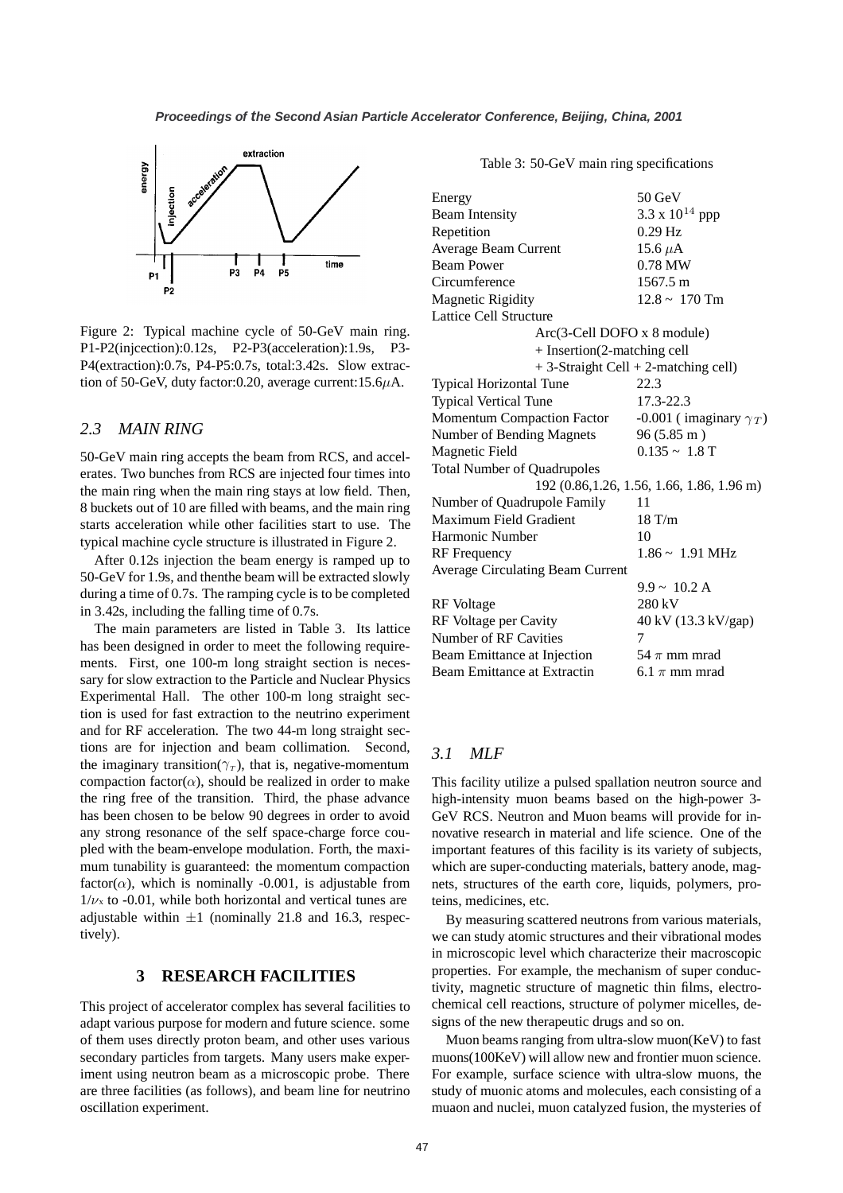Figure 2: Typical machine cycle of 50-GeV main ring. P1-P2(injcection):0.12s, P2-P3(acceleration):1.9s, P3-P4(extraction):0.7s, P4-P5:0.7s, total:3.42s. Slow extraction of 50-GeV, duty factor:0.20, average current:15.6$\mu$A.

### 2.3 MAIN RING

50-GeV main ring accepts the beam from RCS, and accelerates. Two bunches from RCS are injected four times into the main ring when the main ring stays at low field. Then, 8 buckets out of 10 are filled with beams, and the main ring starts acceleration while other facilities start to use. The typical machine cycle structure is illustrated in Figure 2.

After 0.12s injection the beam energy is ramped up to 50-GeV for 1.9s, and thenthe beam will be extracted slowly during a time of 0.7s. The ramping cycle is to be completed in 3.42s, including the falling time of 0.7s.

The main parameters are listed in Table 3. Its lattice has been designed in order to meet the following requirements. First, one 100-m long straight section is necessary for slow extraction to the Particle and Nuclear Physics Experimental Hall. The other 100-m long straight section is used for fast extraction to the neutrino experiment and for RF acceleration. The two 44-m long straight sections are for injection and beam collimation. Second, the imaginary transition($\gamma_T$), that is, negative-momentum compaction factor($\alpha$), should be realized in order to make the ring free of the transition. Third, the phase advance has been chosen to be below 90 degrees in order to avoid any strong resonance of the self space-charge force coupled with the beam-envelope modulation. Forth, the maximum tunability is guaranteed: the momentum compaction factor($\alpha$), which is nominally -0.001, is adjustable from $1/\nu_x$ to -0.01, while both horizontal and vertical tunes are adjustable within $\pm 1$ (nominally 21.8 and 16.3, respectively).

## 3 RESEARCH FACILITIES

This project of accelerator complex has several facilities to adapt various purpose for modern and future science. some of them uses directly proton beam, and other uses various secondary particles from targets. Many users make experiment using neutron beam as a microscopic probe. There are three facilities (as follows), and beam line for neutrino oscillation experiment.

Table 3: 50-GeV main ring specifications

| | |
|---|---|
| Energy | 50 GeV |
| Beam Intensity | $3.3 \times 10^{14}$ ppp |
| Repetition | 0.29 Hz |
| Average Beam Current | 15.6 $\mu$A |
| Beam Power | 0.78 MW |
| Circumference | 1567.5 m |
| Magnetic Rigidity | 12.8 ~ 170 Tm |
| Lattice Cell Structure | |
| Arc(3-Cell DOFO x 8 module) | |
| + Insertion(2-matching cell | |
| + 3-Straight Cell + 2-matching cell) | |
| Typical Horizontal Tune | 22.3 |
| Typical Vertical Tune | 17.3-22.3 |
| Momentum Compaction Factor | -0.001 ( imaginary $\gamma_T$) |
| Number of Bending Magnets | 96 (5.85 m ) |
| Magnetic Field | 0.135 ~ 1.8 T |
| Total Number of Quadrupoles | |
| 192 (0.86,1.26, 1.56, 1.66, 1.86, 1.96 m) | |
| Number of Quadrupole Family | 11 |
| Maximum Field Gradient | 18 T/m |
| Harmonic Number | 10 |
| RF Frequency | 1.86 ~ 1.91 MHz |
| Average Circulating Beam Current | 9.9 ~ 10.2 A |
| RF Voltage | 280 kV |
| RF Voltage per Cavity | 40 kV (13.3 kV/gap) |
| Number of RF Cavities | 7 |
| Beam Emittance at Injection | 54 $\pi$ mm mrad |
| Beam Emittance at Extractin | 6.1 $\pi$ mm mrad |

### 3.1 MLF

This facility utilize a pulsed spallation neutron source and high-intensity muon beams based on the high-power 3-GeV RCS. Neutron and Muon beams will provide for innovative research in material and life science. One of the important features of this facility is its variety of subjects, which are super-conducting materials, battery anode, magnets, structures of the earth core, liquids, polymers, proteins, medicines, etc.

By measuring scattered neutrons from various materials, we can study atomic structures and their vibrational modes in microscopic level which characterize their macroscopic properties. For example, the mechanism of super conductivity, magnetic structure of magnetic thin films, electrochemical cell reactions, structure of polymer micelles, designs of the new therapeutic drugs and so on.

Muon beams ranging from ultra-slow muon(KeV) to fast muons(100KeV) will allow new and frontier muon science. For example, surface science with ultra-slow muons, the study of muonic atoms and molecules, each consisting of a muaon and nuclei, muon catalyzed fusion, the mysteries of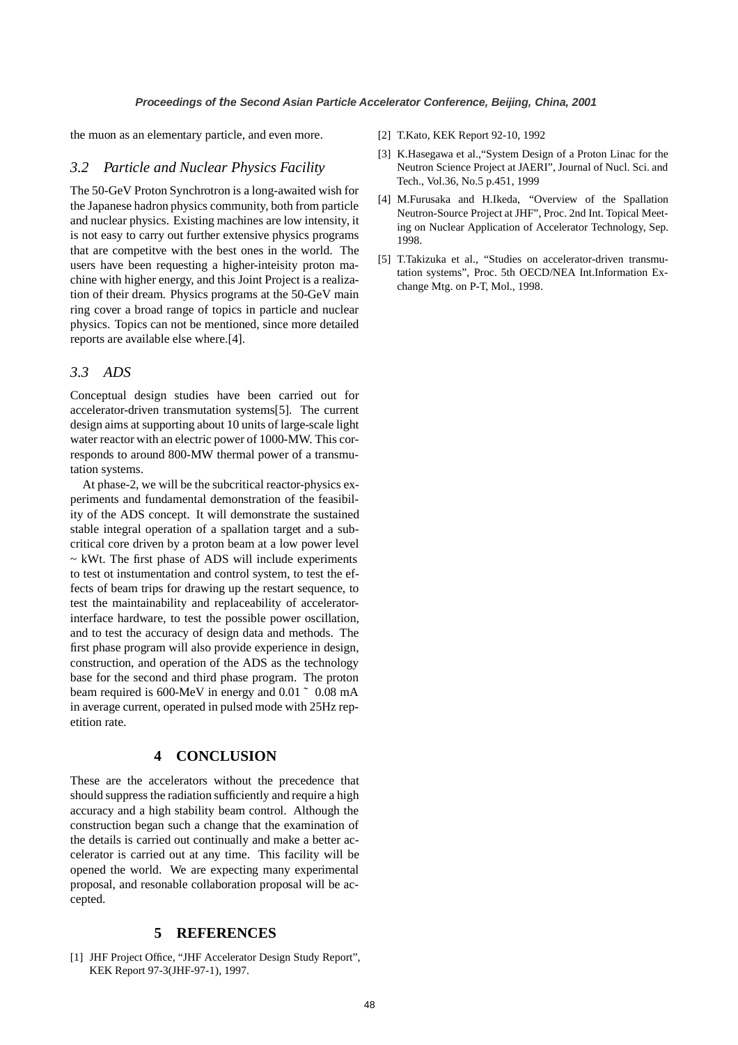the muon as an elementary particle, and even more.

### *3.2 Particle and Nuclear Physics Facility*

The 50-GeV Proton Synchrotron is a long-awaited wish for the Japanese hadron physics community, both from particle and nuclear physics. Existing machines are low intensity, it is not easy to carry out further extensive physics programs that are competitve with the best ones in the world. The users have been requesting a higher-inteisity proton machine with higher energy, and this Joint Project is a realization of their dream. Physics programs at the 50-GeV main ring cover a broad range of topics in particle and nuclear physics. Topics can not be mentioned, since more detailed reports are available else where.[4].

### *3.3 ADS*

Conceptual design studies have been carried out for accelerator-driven transmutation systems[5]. The current design aims at supporting about 10 units of large-scale light water reactor with an electric power of 1000-MW. This corresponds to around 800-MW thermal power of a transmutation systems.

At phase-2, we will be the subcritical reactor-physics experiments and fundamental demonstration of the feasibility of the ADS concept. It will demonstrate the sustained stable integral operation of a spallation target and a subcritical core driven by a proton beam at a low power level ~ kWt. The first phase of ADS will include experiments to test ot instumentation and control system, to test the effects of beam trips for drawing up the restart sequence, to test the maintainability and replaceability of accelerator-interface hardware, to test the possible power oscillation, and to test the accuracy of design data and methods. The first phase program will also provide experience in design, construction, and operation of the ADS as the technology base for the second and third phase program. The proton beam required is 600-MeV in energy and 0.01 ˜ 0.08 mA in average current, operated in pulsed mode with 25Hz repetition rate.

## 4 CONCLUSION

These are the accelerators without the precedence that should suppress the radiation sufficiently and require a high accuracy and a high stability beam control. Although the construction began such a change that the examination of the details is carried out continually and make a better accelerator is carried out at any time. This facility will be opened the world. We are expecting many experimental proposal, and resonable collaboration proposal will be accepted.

## 5 REFERENCES

[1] JHF Project Office, “JHF Accelerator Design Study Report”, KEK Report 97-3(JHF-97-1), 1997.

[2] T.Kato, KEK Report 92-10, 1992

[3] K.Hasegawa et al.,“System Design of a Proton Linac for the Neutron Science Project at JAERI”, Journal of Nucl. Sci. and Tech., Vol.36, No.5 p.451, 1999

[4] M.Furusaka and H.Ikeda, “Overview of the Spallation Neutron-Source Project at JHF”, Proc. 2nd Int. Topical Meeting on Nuclear Application of Accelerator Technology, Sep. 1998.

[5] T.Takizuka et al., “Studies on accelerator-driven transmutation systems”, Proc. 5th OECD/NEA Int.Information Exchange Mtg. on P-T, Mol., 1998.